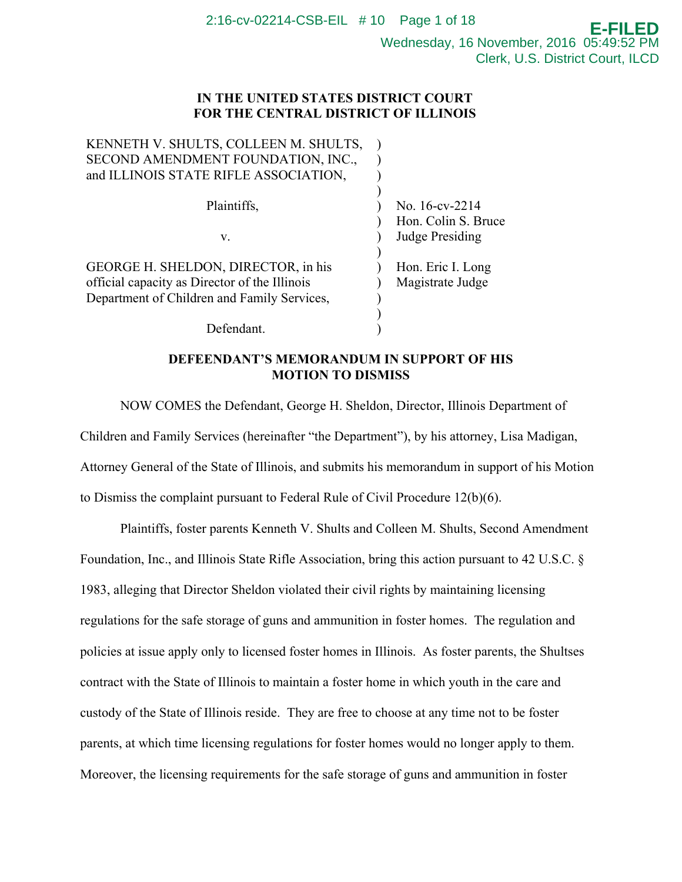**IN THE UNITED STATES DISTRICT COURT**
**FOR THE CENTRAL DISTRICT OF ILLINOIS**

| | | |
|---|---|---|
| KENNETH V. SHULTS, COLLEEN M. SHULTS, SECOND AMENDMENT FOUNDATION, INC., and ILLINOIS STATE RIFLE ASSOCIATION, | ) | |
| Plaintiffs, | ) | No. 16-cv-2214 |
| | ) | Hon. Colin S. Bruce |
| v. | ) | Judge Presiding |
| GEORGE H. SHELDON, DIRECTOR, in his official capacity as Director of the Illinois Department of Children and Family Services, | ) | Hon. Eric I. Long Magistrate Judge |
| Defendant. | ) | |

**DEFEENDANT'S MEMORANDUM IN SUPPORT OF HIS MOTION TO DISMISS**

NOW COMES the Defendant, George H. Sheldon, Director, Illinois Department of Children and Family Services (hereinafter "the Department"), by his attorney, Lisa Madigan, Attorney General of the State of Illinois, and submits his memorandum in support of his Motion to Dismiss the complaint pursuant to Federal Rule of Civil Procedure 12(b)(6).

Plaintiffs, foster parents Kenneth V. Shults and Colleen M. Shults, Second Amendment Foundation, Inc., and Illinois State Rifle Association, bring this action pursuant to 42 U.S.C. § 1983, alleging that Director Sheldon violated their civil rights by maintaining licensing regulations for the safe storage of guns and ammunition in foster homes. The regulation and policies at issue apply only to licensed foster homes in Illinois. As foster parents, the Shultses contract with the State of Illinois to maintain a foster home in which youth in the care and custody of the State of Illinois reside. They are free to choose at any time not to be foster parents, at which time licensing regulations for foster homes would no longer apply to them. Moreover, the licensing requirements for the safe storage of guns and ammunition in foster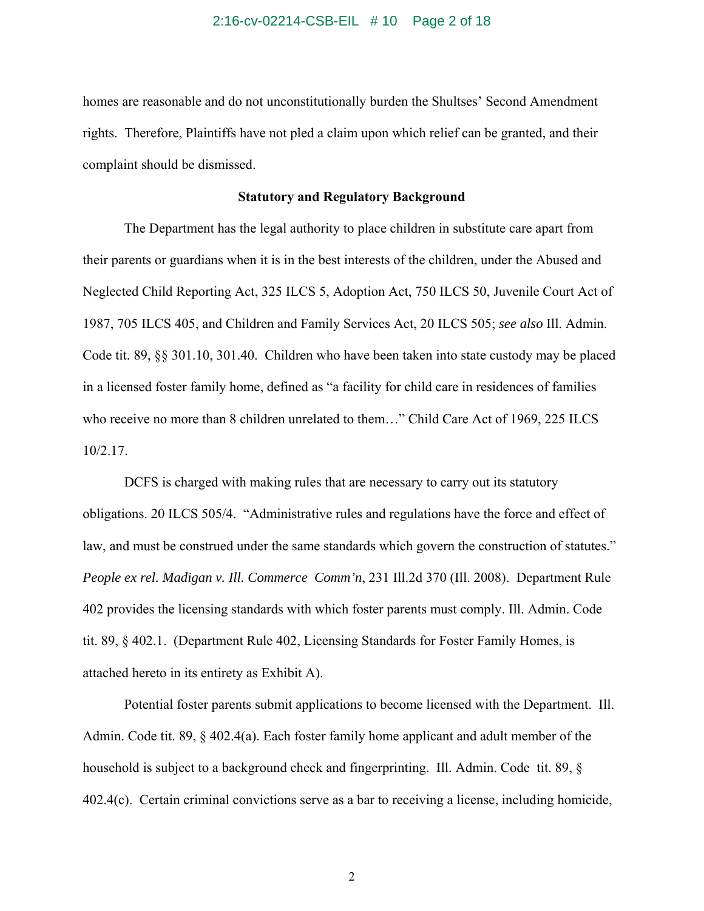homes are reasonable and do not unconstitutionally burden the Shultses' Second Amendment rights. Therefore, Plaintiffs have not pled a claim upon which relief can be granted, and their complaint should be dismissed.

**Statutory and Regulatory Background**

The Department has the legal authority to place children in substitute care apart from their parents or guardians when it is in the best interests of the children, under the Abused and Neglected Child Reporting Act, 325 ILCS 5, Adoption Act, 750 ILCS 50, Juvenile Court Act of 1987, 705 ILCS 405, and Children and Family Services Act, 20 ILCS 505; *see also* Ill. Admin. Code tit. 89, §§ 301.10, 301.40. Children who have been taken into state custody may be placed in a licensed foster family home, defined as "a facility for child care in residences of families who receive no more than 8 children unrelated to them…" Child Care Act of 1969, 225 ILCS 10/2.17.

DCFS is charged with making rules that are necessary to carry out its statutory obligations. 20 ILCS 505/4. "Administrative rules and regulations have the force and effect of law, and must be construed under the same standards which govern the construction of statutes." *People ex rel. Madigan v. Ill. Commerce Comm'n*, 231 Ill.2d 370 (Ill. 2008). Department Rule 402 provides the licensing standards with which foster parents must comply. Ill. Admin. Code tit. 89, § 402.1. (Department Rule 402, Licensing Standards for Foster Family Homes, is attached hereto in its entirety as Exhibit A).

Potential foster parents submit applications to become licensed with the Department. Ill. Admin. Code tit. 89, § 402.4(a). Each foster family home applicant and adult member of the household is subject to a background check and fingerprinting. Ill. Admin. Code tit. 89, § 402.4(c). Certain criminal convictions serve as a bar to receiving a license, including homicide,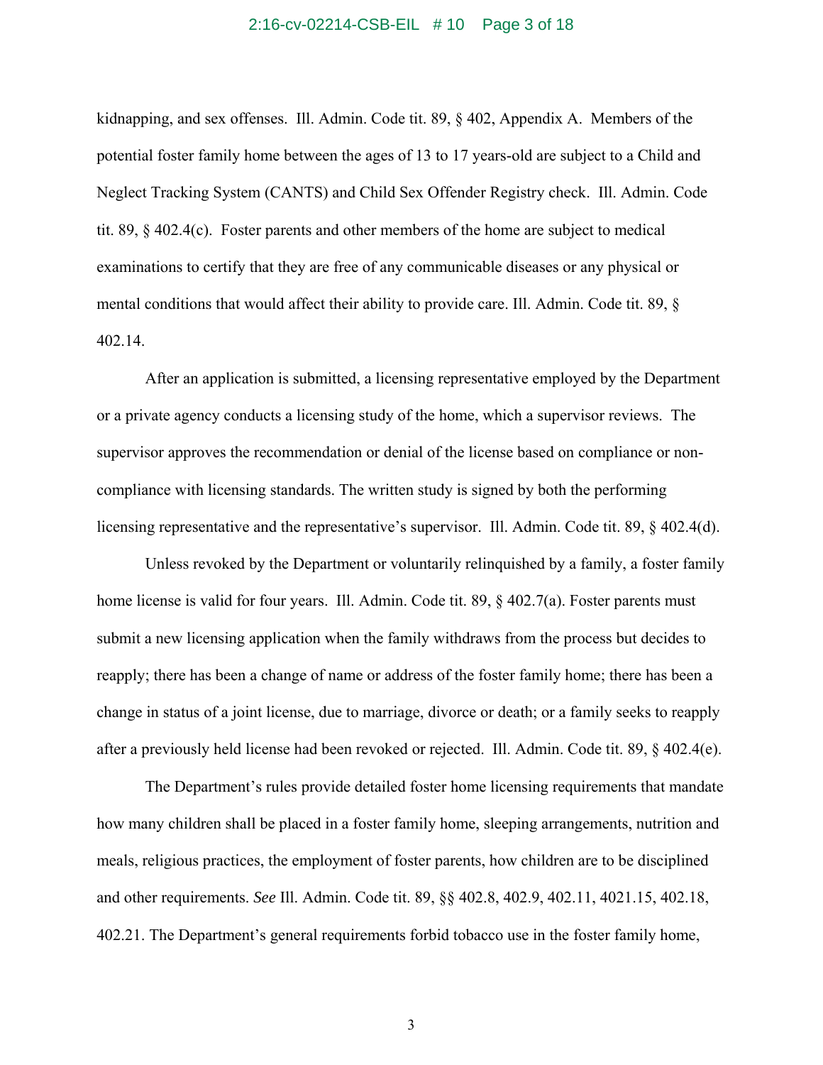kidnapping, and sex offenses. Ill. Admin. Code tit. 89, § 402, Appendix A. Members of the potential foster family home between the ages of 13 to 17 years-old are subject to a Child and Neglect Tracking System (CANTS) and Child Sex Offender Registry check. Ill. Admin. Code tit. 89, § 402.4(c). Foster parents and other members of the home are subject to medical examinations to certify that they are free of any communicable diseases or any physical or mental conditions that would affect their ability to provide care. Ill. Admin. Code tit. 89, § 402.14.

After an application is submitted, a licensing representative employed by the Department or a private agency conducts a licensing study of the home, which a supervisor reviews. The supervisor approves the recommendation or denial of the license based on compliance or non-compliance with licensing standards. The written study is signed by both the performing licensing representative and the representative's supervisor. Ill. Admin. Code tit. 89, § 402.4(d).

Unless revoked by the Department or voluntarily relinquished by a family, a foster family home license is valid for four years. Ill. Admin. Code tit. 89, § 402.7(a). Foster parents must submit a new licensing application when the family withdraws from the process but decides to reapply; there has been a change of name or address of the foster family home; there has been a change in status of a joint license, due to marriage, divorce or death; or a family seeks to reapply after a previously held license had been revoked or rejected. Ill. Admin. Code tit. 89, § 402.4(e).

The Department's rules provide detailed foster home licensing requirements that mandate how many children shall be placed in a foster family home, sleeping arrangements, nutrition and meals, religious practices, the employment of foster parents, how children are to be disciplined and other requirements. *See* Ill. Admin. Code tit. 89, §§ 402.8, 402.9, 402.11, 4021.15, 402.18, 402.21. The Department's general requirements forbid tobacco use in the foster family home,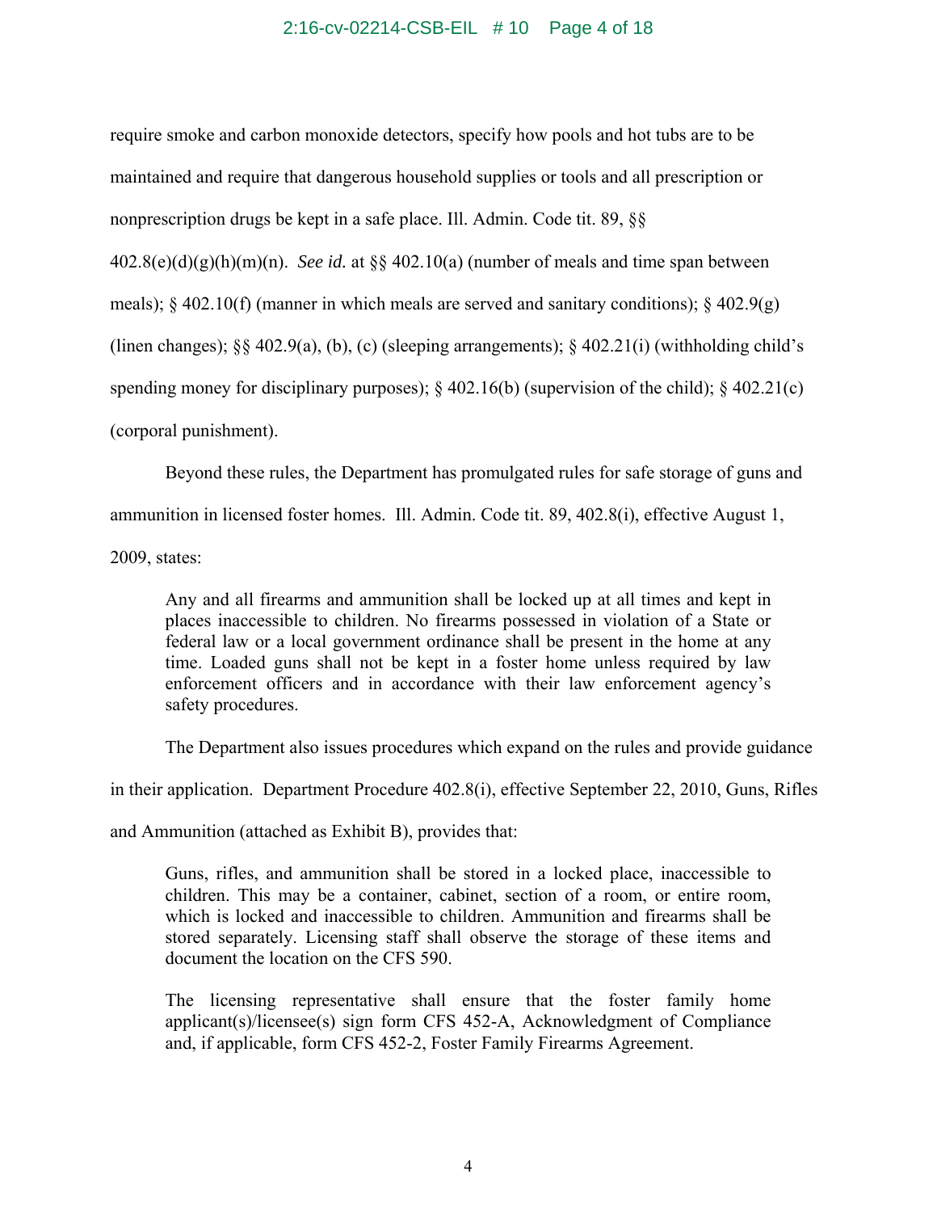require smoke and carbon monoxide detectors, specify how pools and hot tubs are to be maintained and require that dangerous household supplies or tools and all prescription or nonprescription drugs be kept in a safe place. Ill. Admin. Code tit. 89, §§ 402.8(e)(d)(g)(h)(m)(n). *See id.* at §§ 402.10(a) (number of meals and time span between meals); § 402.10(f) (manner in which meals are served and sanitary conditions); § 402.9(g) (linen changes); §§ 402.9(a), (b), (c) (sleeping arrangements); § 402.21(i) (withholding child's spending money for disciplinary purposes); § 402.16(b) (supervision of the child); § 402.21(c) (corporal punishment).

Beyond these rules, the Department has promulgated rules for safe storage of guns and ammunition in licensed foster homes. Ill. Admin. Code tit. 89, 402.8(i), effective August 1, 2009, states:

> Any and all firearms and ammunition shall be locked up at all times and kept in places inaccessible to children. No firearms possessed in violation of a State or federal law or a local government ordinance shall be present in the home at any time. Loaded guns shall not be kept in a foster home unless required by law enforcement officers and in accordance with their law enforcement agency's safety procedures.

The Department also issues procedures which expand on the rules and provide guidance in their application. Department Procedure 402.8(i), effective September 22, 2010, Guns, Rifles and Ammunition (attached as Exhibit B), provides that:

> Guns, rifles, and ammunition shall be stored in a locked place, inaccessible to children. This may be a container, cabinet, section of a room, or entire room, which is locked and inaccessible to children. Ammunition and firearms shall be stored separately. Licensing staff shall observe the storage of these items and document the location on the CFS 590.
>
> The licensing representative shall ensure that the foster family home applicant(s)/licensee(s) sign form CFS 452-A, Acknowledgment of Compliance and, if applicable, form CFS 452-2, Foster Family Firearms Agreement.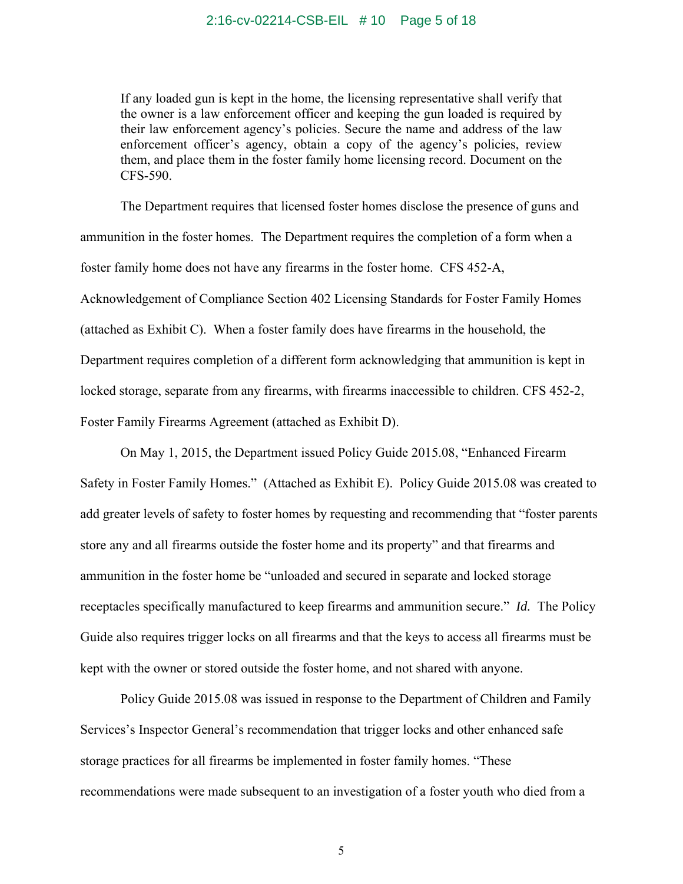> If any loaded gun is kept in the home, the licensing representative shall verify that the owner is a law enforcement officer and keeping the gun loaded is required by their law enforcement agency's policies. Secure the name and address of the law enforcement officer's agency, obtain a copy of the agency's policies, review them, and place them in the foster family home licensing record. Document on the CFS-590.

The Department requires that licensed foster homes disclose the presence of guns and ammunition in the foster homes. The Department requires the completion of a form when a foster family home does not have any firearms in the foster home. CFS 452-A, Acknowledgement of Compliance Section 402 Licensing Standards for Foster Family Homes (attached as Exhibit C). When a foster family does have firearms in the household, the Department requires completion of a different form acknowledging that ammunition is kept in locked storage, separate from any firearms, with firearms inaccessible to children. CFS 452-2, Foster Family Firearms Agreement (attached as Exhibit D).

On May 1, 2015, the Department issued Policy Guide 2015.08, "Enhanced Firearm Safety in Foster Family Homes." (Attached as Exhibit E). Policy Guide 2015.08 was created to add greater levels of safety to foster homes by requesting and recommending that "foster parents store any and all firearms outside the foster home and its property" and that firearms and ammunition in the foster home be "unloaded and secured in separate and locked storage receptacles specifically manufactured to keep firearms and ammunition secure." ***Id.*** The Policy Guide also requires trigger locks on all firearms and that the keys to access all firearms must be kept with the owner or stored outside the foster home, and not shared with anyone.

Policy Guide 2015.08 was issued in response to the Department of Children and Family Services's Inspector General's recommendation that trigger locks and other enhanced safe storage practices for all firearms be implemented in foster family homes. "These recommendations were made subsequent to an investigation of a foster youth who died from a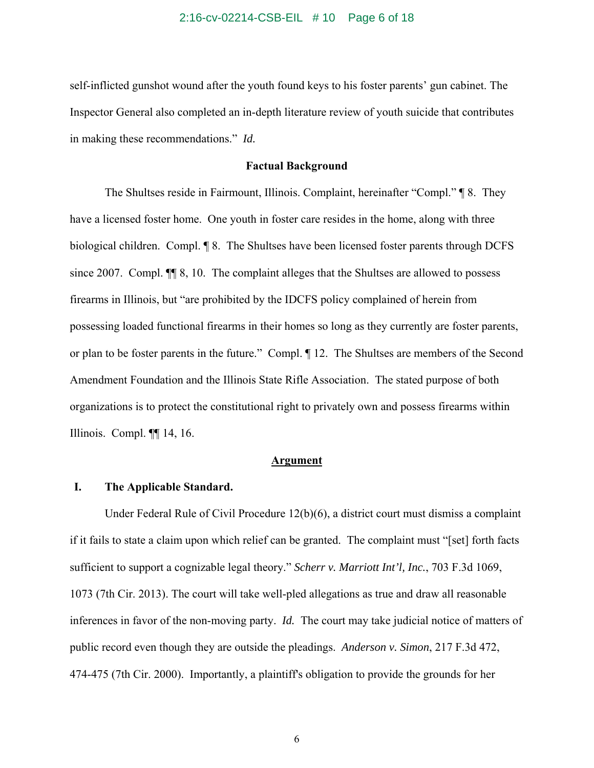self-inflicted gunshot wound after the youth found keys to his foster parents' gun cabinet. The Inspector General also completed an in-depth literature review of youth suicide that contributes in making these recommendations." *Id.*

**Factual Background**

The Shultses reside in Fairmount, Illinois. Complaint, hereinafter "Compl." ¶ 8. They have a licensed foster home. One youth in foster care resides in the home, along with three biological children. Compl. ¶ 8. The Shultses have been licensed foster parents through DCFS since 2007. Compl. ¶¶ 8, 10. The complaint alleges that the Shultses are allowed to possess firearms in Illinois, but "are prohibited by the IDCFS policy complained of herein from possessing loaded functional firearms in their homes so long as they currently are foster parents, or plan to be foster parents in the future." Compl. ¶ 12. The Shultses are members of the Second Amendment Foundation and the Illinois State Rifle Association. The stated purpose of both organizations is to protect the constitutional right to privately own and possess firearms within Illinois. Compl. ¶¶ 14, 16.

**Argument**

**I. The Applicable Standard.**

Under Federal Rule of Civil Procedure 12(b)(6), a district court must dismiss a complaint if it fails to state a claim upon which relief can be granted. The complaint must "[set] forth facts sufficient to support a cognizable legal theory." *Scherr v. Marriott Int'l, Inc.*, 703 F.3d 1069, 1073 (7th Cir. 2013). The court will take well-pled allegations as true and draw all reasonable inferences in favor of the non-moving party. *Id.* The court may take judicial notice of matters of public record even though they are outside the pleadings. *Anderson v. Simon*, 217 F.3d 472, 474-475 (7th Cir. 2000). Importantly, a plaintiff's obligation to provide the grounds for her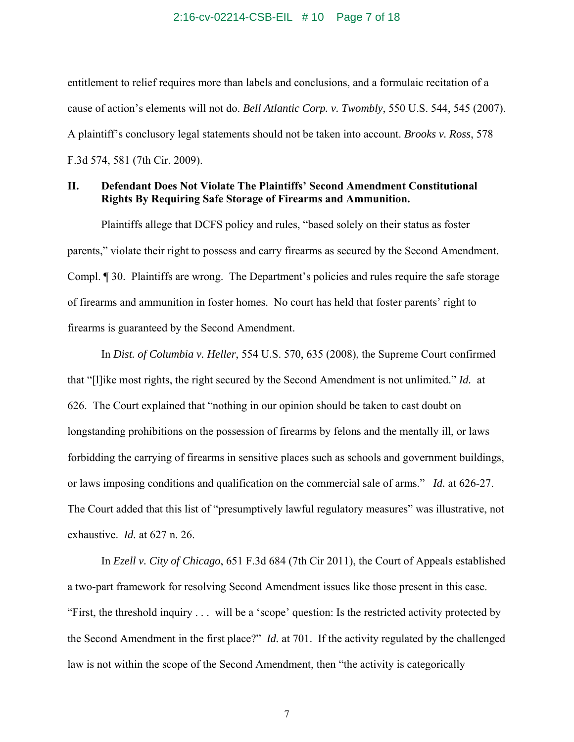entitlement to relief requires more than labels and conclusions, and a formulaic recitation of a cause of action's elements will not do. *Bell Atlantic Corp. v. Twombly*, 550 U.S. 544, 545 (2007). A plaintiff's conclusory legal statements should not be taken into account. *Brooks v. Ross*, 578 F.3d 574, 581 (7th Cir. 2009).

## II. Defendant Does Not Violate The Plaintiffs' Second Amendment Constitutional Rights By Requiring Safe Storage of Firearms and Ammunition.

Plaintiffs allege that DCFS policy and rules, "based solely on their status as foster parents," violate their right to possess and carry firearms as secured by the Second Amendment. Compl. ¶ 30. Plaintiffs are wrong. The Department's policies and rules require the safe storage of firearms and ammunition in foster homes. No court has held that foster parents' right to firearms is guaranteed by the Second Amendment.

In *Dist. of Columbia v. Heller*, 554 U.S. 570, 635 (2008), the Supreme Court confirmed that "[l]ike most rights, the right secured by the Second Amendment is not unlimited." *Id.* at 626. The Court explained that "nothing in our opinion should be taken to cast doubt on longstanding prohibitions on the possession of firearms by felons and the mentally ill, or laws forbidding the carrying of firearms in sensitive places such as schools and government buildings, or laws imposing conditions and qualification on the commercial sale of arms." *Id.* at 626-27. The Court added that this list of "presumptively lawful regulatory measures" was illustrative, not exhaustive. *Id.* at 627 n. 26.

In *Ezell v. City of Chicago*, 651 F.3d 684 (7th Cir 2011), the Court of Appeals established a two-part framework for resolving Second Amendment issues like those present in this case. "First, the threshold inquiry . . . will be a 'scope' question: Is the restricted activity protected by the Second Amendment in the first place?" *Id.* at 701. If the activity regulated by the challenged law is not within the scope of the Second Amendment, then "the activity is categorically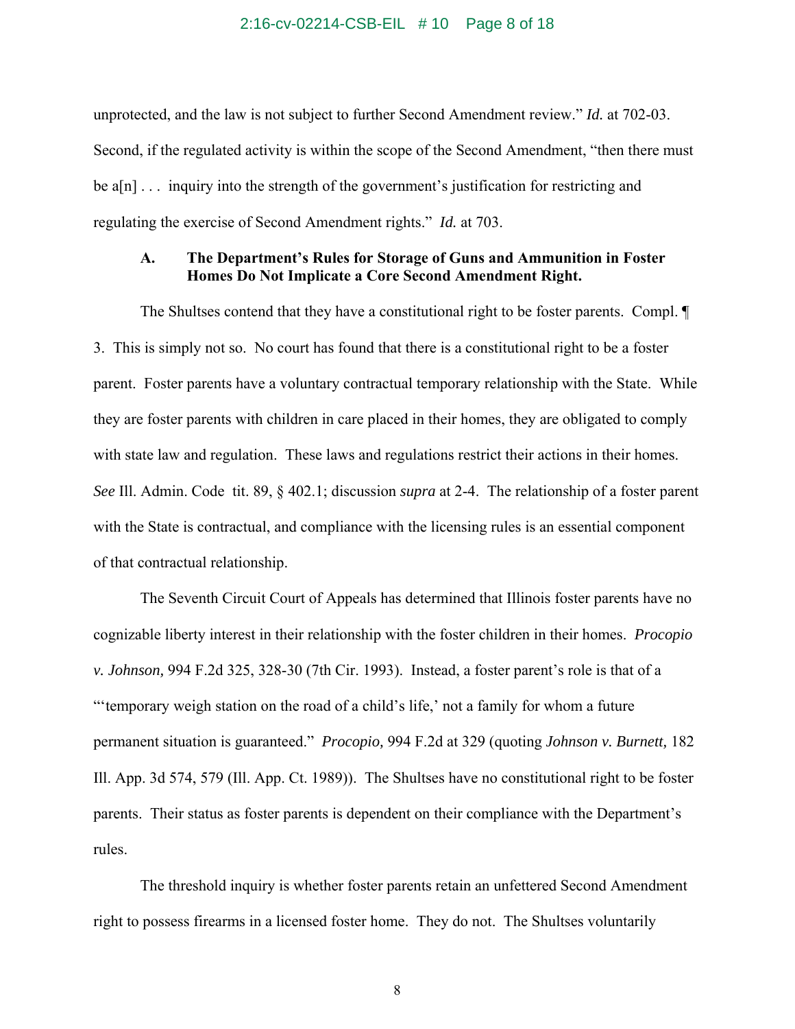unprotected, and the law is not subject to further Second Amendment review." *Id.* at 702-03. Second, if the regulated activity is within the scope of the Second Amendment, "then there must be a[n] . . . inquiry into the strength of the government's justification for restricting and regulating the exercise of Second Amendment rights." *Id.* at 703.

### A. The Department's Rules for Storage of Guns and Ammunition in Foster Homes Do Not Implicate a Core Second Amendment Right.

The Shultses contend that they have a constitutional right to be foster parents. Compl. ¶ 3. This is simply not so. No court has found that there is a constitutional right to be a foster parent. Foster parents have a voluntary contractual temporary relationship with the State. While they are foster parents with children in care placed in their homes, they are obligated to comply with state law and regulation. These laws and regulations restrict their actions in their homes. *See* Ill. Admin. Code tit. 89, § 402.1; discussion *supra* at 2-4. The relationship of a foster parent with the State is contractual, and compliance with the licensing rules is an essential component of that contractual relationship.

The Seventh Circuit Court of Appeals has determined that Illinois foster parents have no cognizable liberty interest in their relationship with the foster children in their homes. *Procopio v. Johnson,* 994 F.2d 325, 328-30 (7th Cir. 1993). Instead, a foster parent's role is that of a "'temporary weigh station on the road of a child's life,' not a family for whom a future permanent situation is guaranteed." *Procopio,* 994 F.2d at 329 (quoting *Johnson v. Burnett,* 182 Ill. App. 3d 574, 579 (Ill. App. Ct. 1989)). The Shultses have no constitutional right to be foster parents. Their status as foster parents is dependent on their compliance with the Department's rules.

The threshold inquiry is whether foster parents retain an unfettered Second Amendment right to possess firearms in a licensed foster home. They do not. The Shultses voluntarily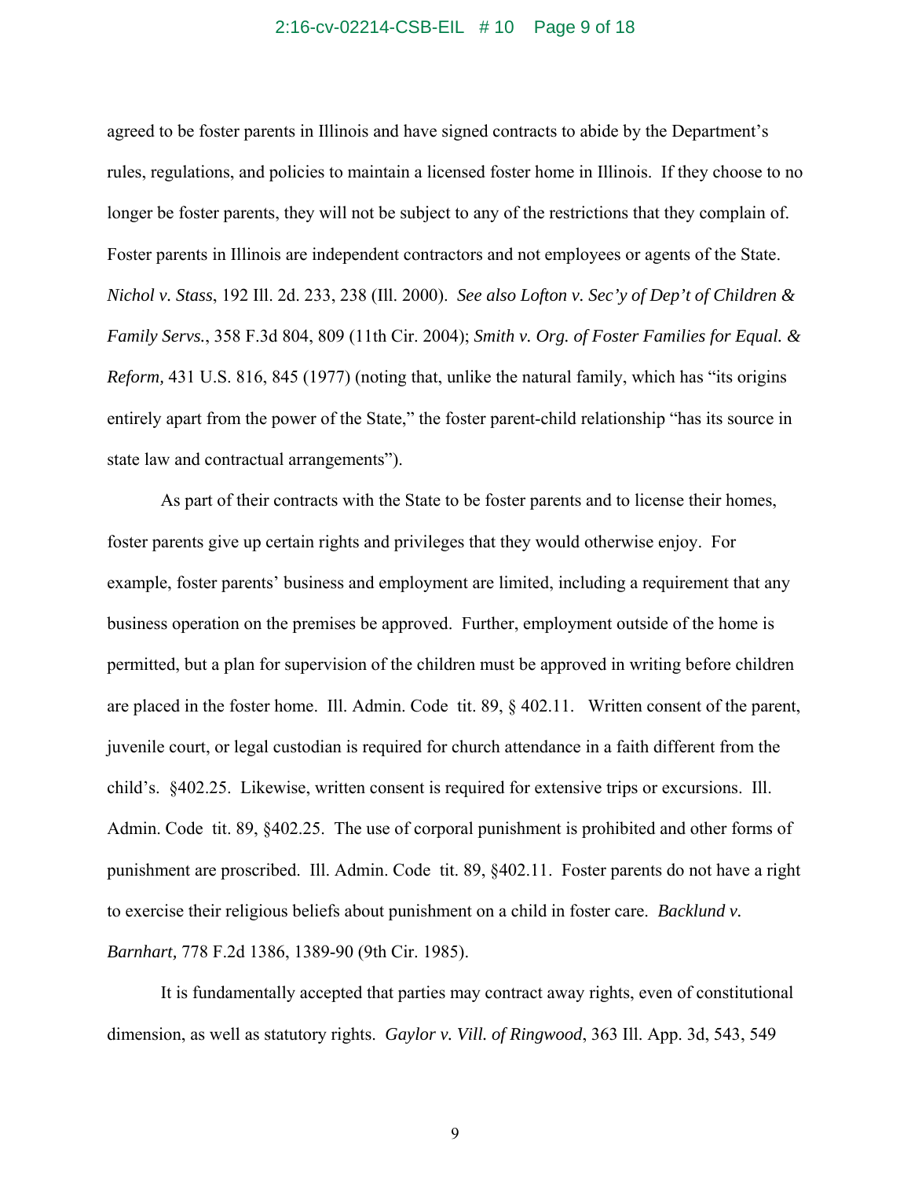agreed to be foster parents in Illinois and have signed contracts to abide by the Department's rules, regulations, and policies to maintain a licensed foster home in Illinois. If they choose to no longer be foster parents, they will not be subject to any of the restrictions that they complain of. Foster parents in Illinois are independent contractors and not employees or agents of the State. *Nichol v. Stass*, 192 Ill. 2d. 233, 238 (Ill. 2000). *See also Lofton v. Sec'y of Dep't of Children & Family Servs.*, 358 F.3d 804, 809 (11th Cir. 2004); *Smith v. Org. of Foster Families for Equal. & Reform,* 431 U.S. 816, 845 (1977) (noting that, unlike the natural family, which has "its origins entirely apart from the power of the State," the foster parent-child relationship "has its source in state law and contractual arrangements").

As part of their contracts with the State to be foster parents and to license their homes, foster parents give up certain rights and privileges that they would otherwise enjoy. For example, foster parents' business and employment are limited, including a requirement that any business operation on the premises be approved. Further, employment outside of the home is permitted, but a plan for supervision of the children must be approved in writing before children are placed in the foster home. Ill. Admin. Code tit. 89, § 402.11. Written consent of the parent, juvenile court, or legal custodian is required for church attendance in a faith different from the child's. §402.25. Likewise, written consent is required for extensive trips or excursions. Ill. Admin. Code tit. 89, §402.25. The use of corporal punishment is prohibited and other forms of punishment are proscribed. Ill. Admin. Code tit. 89, §402.11. Foster parents do not have a right to exercise their religious beliefs about punishment on a child in foster care. *Backlund v. Barnhart,* 778 F.2d 1386, 1389-90 (9th Cir. 1985).

It is fundamentally accepted that parties may contract away rights, even of constitutional dimension, as well as statutory rights. *Gaylor v. Vill. of Ringwood*, 363 Ill. App. 3d, 543, 549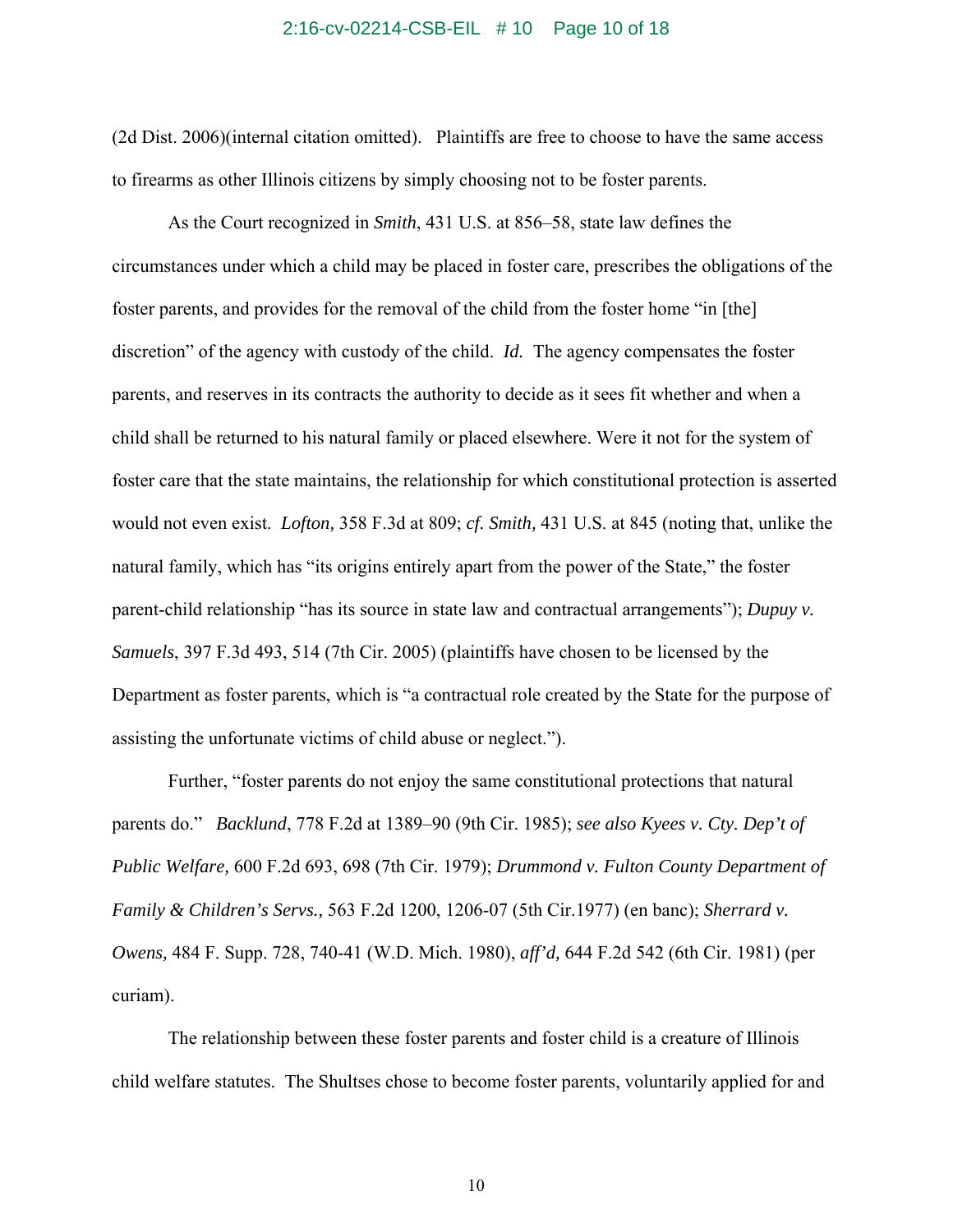(2d Dist. 2006)(internal citation omitted). Plaintiffs are free to choose to have the same access to firearms as other Illinois citizens by simply choosing not to be foster parents.

As the Court recognized in *Smith*, 431 U.S. at 856–58, state law defines the circumstances under which a child may be placed in foster care, prescribes the obligations of the foster parents, and provides for the removal of the child from the foster home "in [the] discretion" of the agency with custody of the child. *Id.* The agency compensates the foster parents, and reserves in its contracts the authority to decide as it sees fit whether and when a child shall be returned to his natural family or placed elsewhere. Were it not for the system of foster care that the state maintains, the relationship for which constitutional protection is asserted would not even exist. *Lofton,* 358 F.3d at 809; *cf. Smith,* 431 U.S. at 845 (noting that, unlike the natural family, which has "its origins entirely apart from the power of the State," the foster parent-child relationship "has its source in state law and contractual arrangements"); *Dupuy v. Samuels*, 397 F.3d 493, 514 (7th Cir. 2005) (plaintiffs have chosen to be licensed by the Department as foster parents, which is "a contractual role created by the State for the purpose of assisting the unfortunate victims of child abuse or neglect.").

Further, "foster parents do not enjoy the same constitutional protections that natural parents do." *Backlund*, 778 F.2d at 1389–90 (9th Cir. 1985); *see also Kyees v. Cty. Dep't of Public Welfare,* 600 F.2d 693, 698 (7th Cir. 1979); *Drummond v. Fulton County Department of Family & Children's Servs.,* 563 F.2d 1200, 1206-07 (5th Cir.1977) (en banc); *Sherrard v. Owens,* 484 F. Supp. 728, 740-41 (W.D. Mich. 1980), *aff'd,* 644 F.2d 542 (6th Cir. 1981) (per curiam).

The relationship between these foster parents and foster child is a creature of Illinois child welfare statutes. The Shultses chose to become foster parents, voluntarily applied for and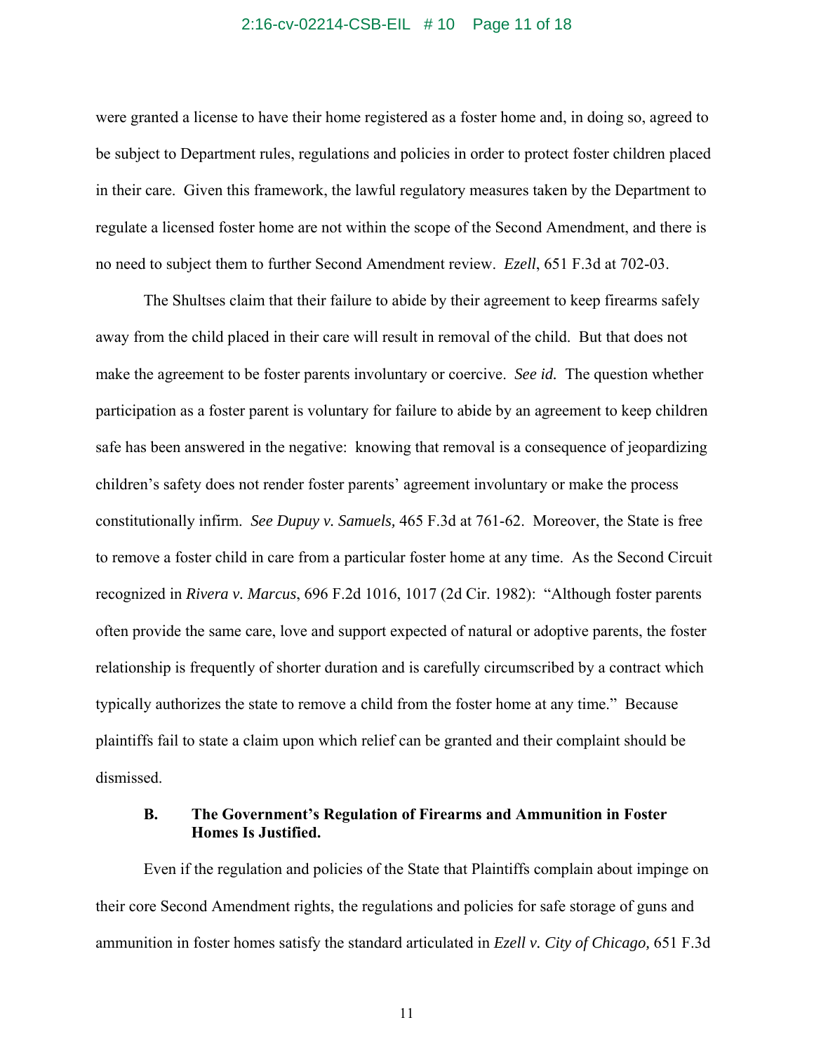were granted a license to have their home registered as a foster home and, in doing so, agreed to be subject to Department rules, regulations and policies in order to protect foster children placed in their care. Given this framework, the lawful regulatory measures taken by the Department to regulate a licensed foster home are not within the scope of the Second Amendment, and there is no need to subject them to further Second Amendment review. *Ezell*, 651 F.3d at 702-03.

The Shultses claim that their failure to abide by their agreement to keep firearms safely away from the child placed in their care will result in removal of the child. But that does not make the agreement to be foster parents involuntary or coercive. *See id.* The question whether participation as a foster parent is voluntary for failure to abide by an agreement to keep children safe has been answered in the negative: knowing that removal is a consequence of jeopardizing children's safety does not render foster parents' agreement involuntary or make the process constitutionally infirm. *See Dupuy v. Samuels,* 465 F.3d at 761-62. Moreover, the State is free to remove a foster child in care from a particular foster home at any time. As the Second Circuit recognized in *Rivera v. Marcus*, 696 F.2d 1016, 1017 (2d Cir. 1982): "Although foster parents often provide the same care, love and support expected of natural or adoptive parents, the foster relationship is frequently of shorter duration and is carefully circumscribed by a contract which typically authorizes the state to remove a child from the foster home at any time." Because plaintiffs fail to state a claim upon which relief can be granted and their complaint should be dismissed.

### B. The Government's Regulation of Firearms and Ammunition in Foster Homes Is Justified.

Even if the regulation and policies of the State that Plaintiffs complain about impinge on their core Second Amendment rights, the regulations and policies for safe storage of guns and ammunition in foster homes satisfy the standard articulated in *Ezell v. City of Chicago,* 651 F.3d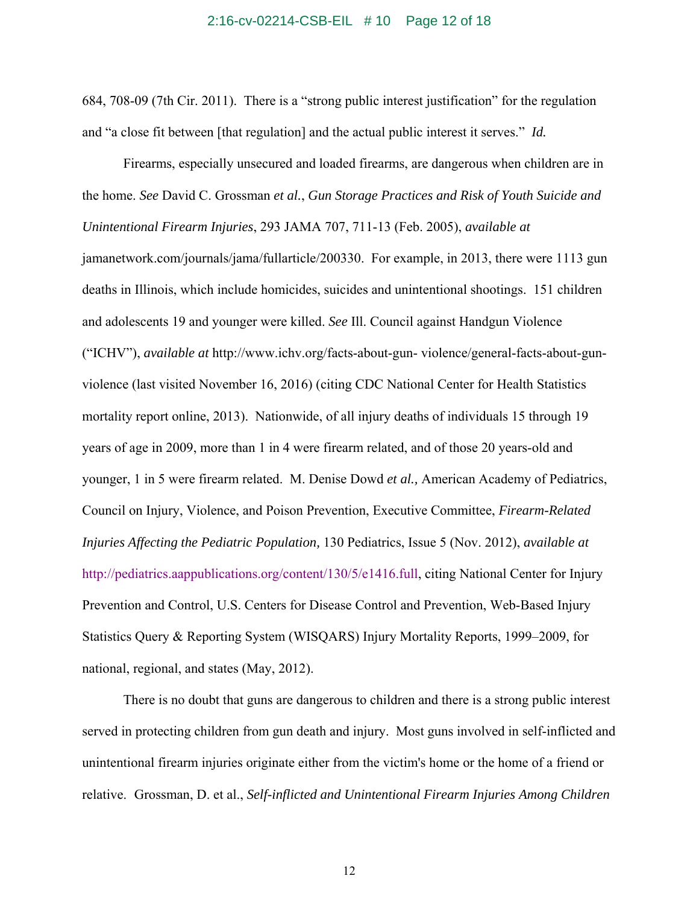684, 708-09 (7th Cir. 2011). There is a "strong public interest justification" for the regulation and "a close fit between [that regulation] and the actual public interest it serves." *Id.*

Firearms, especially unsecured and loaded firearms, are dangerous when children are in the home. *See* David C. Grossman *et al.*, *Gun Storage Practices and Risk of Youth Suicide and Unintentional Firearm Injuries*, 293 JAMA 707, 711-13 (Feb. 2005), *available at* jamanetwork.com/journals/jama/fullarticle/200330. For example, in 2013, there were 1113 gun deaths in Illinois, which include homicides, suicides and unintentional shootings. 151 children and adolescents 19 and younger were killed. *See* Ill. Council against Handgun Violence ("ICHV"), *available at* http://www.ichv.org/facts-about-gun- violence/general-facts-about-gun-violence (last visited November 16, 2016) (citing CDC National Center for Health Statistics mortality report online, 2013). Nationwide, of all injury deaths of individuals 15 through 19 years of age in 2009, more than 1 in 4 were firearm related, and of those 20 years-old and younger, 1 in 5 were firearm related. M. Denise Dowd *et al.,* American Academy of Pediatrics, Council on Injury, Violence, and Poison Prevention, Executive Committee, *Firearm-Related Injuries Affecting the Pediatric Population,* 130 Pediatrics, Issue 5 (Nov. 2012), *available at* http://pediatrics.aappublications.org/content/130/5/e1416.full, citing National Center for Injury Prevention and Control, U.S. Centers for Disease Control and Prevention, Web-Based Injury Statistics Query & Reporting System (WISQARS) Injury Mortality Reports, 1999–2009, for national, regional, and states (May, 2012).

There is no doubt that guns are dangerous to children and there is a strong public interest served in protecting children from gun death and injury. Most guns involved in self-inflicted and unintentional firearm injuries originate either from the victim's home or the home of a friend or relative. Grossman, D. et al., *Self-inflicted and Unintentional Firearm Injuries Among Children*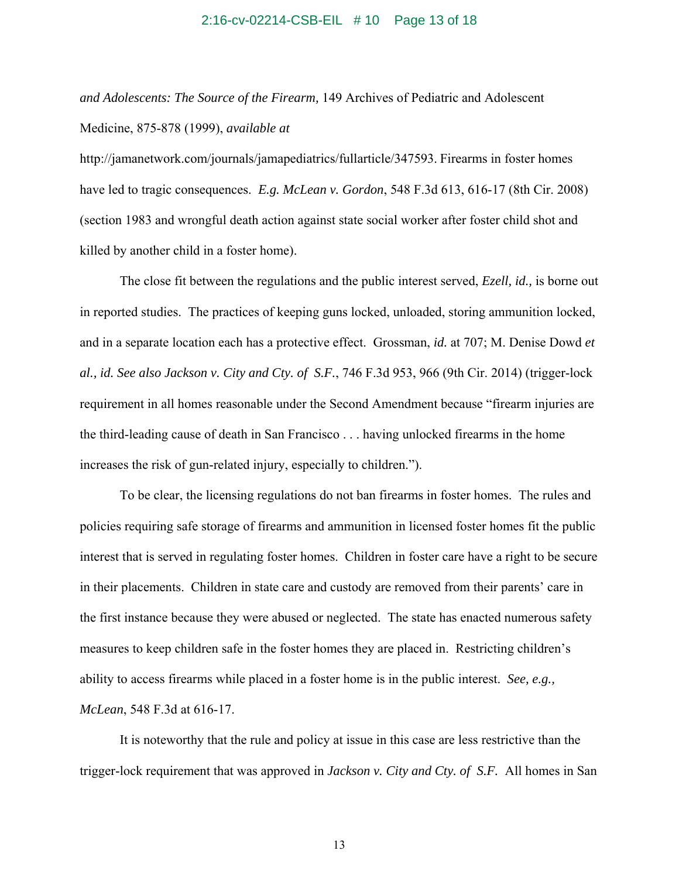*and Adolescents: The Source of the Firearm,* 149 Archives of Pediatric and Adolescent Medicine, 875-878 (1999), *available at* http://jamanetwork.com/journals/jamapediatrics/fullarticle/347593. Firearms in foster homes have led to tragic consequences. *E.g. McLean v. Gordon*, 548 F.3d 613, 616-17 (8th Cir. 2008) (section 1983 and wrongful death action against state social worker after foster child shot and killed by another child in a foster home).

The close fit between the regulations and the public interest served, *Ezell, id.,* is borne out in reported studies. The practices of keeping guns locked, unloaded, storing ammunition locked, and in a separate location each has a protective effect. Grossman, *id.* at 707; M. Denise Dowd *et al., id. See also Jackson v. City and Cty. of S.F.*, 746 F.3d 953, 966 (9th Cir. 2014) (trigger-lock requirement in all homes reasonable under the Second Amendment because "firearm injuries are the third-leading cause of death in San Francisco . . . having unlocked firearms in the home increases the risk of gun-related injury, especially to children.").

To be clear, the licensing regulations do not ban firearms in foster homes. The rules and policies requiring safe storage of firearms and ammunition in licensed foster homes fit the public interest that is served in regulating foster homes. Children in foster care have a right to be secure in their placements. Children in state care and custody are removed from their parents' care in the first instance because they were abused or neglected. The state has enacted numerous safety measures to keep children safe in the foster homes they are placed in. Restricting children's ability to access firearms while placed in a foster home is in the public interest. *See, e.g., McLean*, 548 F.3d at 616-17.

It is noteworthy that the rule and policy at issue in this case are less restrictive than the trigger-lock requirement that was approved in *Jackson v. City and Cty. of S.F.* All homes in San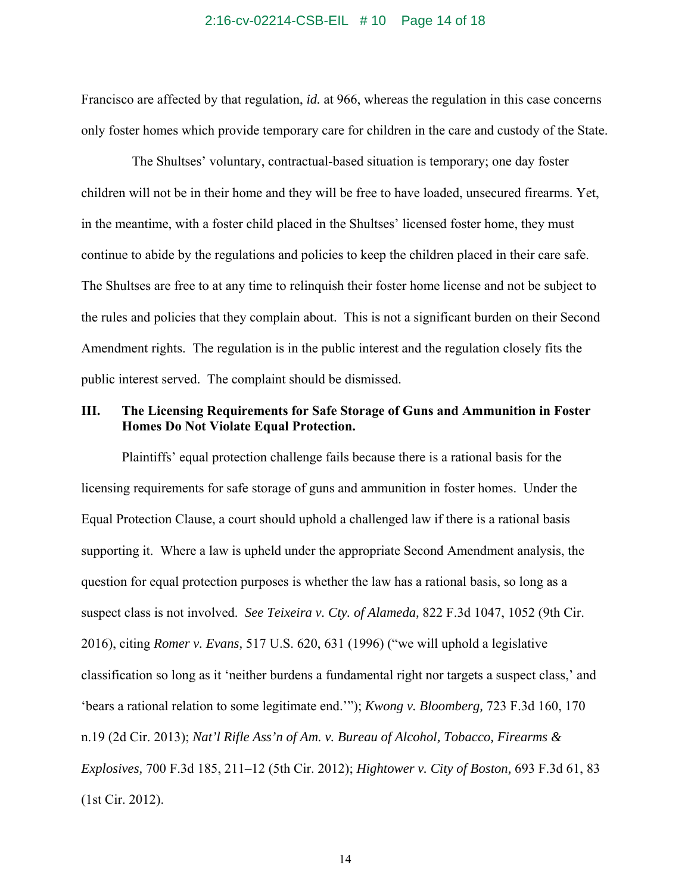Francisco are affected by that regulation, *id.* at 966, whereas the regulation in this case concerns only foster homes which provide temporary care for children in the care and custody of the State.

The Shultses' voluntary, contractual-based situation is temporary; one day foster children will not be in their home and they will be free to have loaded, unsecured firearms. Yet, in the meantime, with a foster child placed in the Shultses' licensed foster home, they must continue to abide by the regulations and policies to keep the children placed in their care safe. The Shultses are free to at any time to relinquish their foster home license and not be subject to the rules and policies that they complain about. This is not a significant burden on their Second Amendment rights. The regulation is in the public interest and the regulation closely fits the public interest served. The complaint should be dismissed.

## III. The Licensing Requirements for Safe Storage of Guns and Ammunition in Foster Homes Do Not Violate Equal Protection.

Plaintiffs' equal protection challenge fails because there is a rational basis for the licensing requirements for safe storage of guns and ammunition in foster homes. Under the Equal Protection Clause, a court should uphold a challenged law if there is a rational basis supporting it. Where a law is upheld under the appropriate Second Amendment analysis, the question for equal protection purposes is whether the law has a rational basis, so long as a suspect class is not involved. *See Teixeira v. Cty. of Alameda,* 822 F.3d 1047, 1052 (9th Cir. 2016), citing *Romer v. Evans,* 517 U.S. 620, 631 (1996) ("we will uphold a legislative classification so long as it 'neither burdens a fundamental right nor targets a suspect class,' and 'bears a rational relation to some legitimate end.'"); *Kwong v. Bloomberg,* 723 F.3d 160, 170 n.19 (2d Cir. 2013); *Nat'l Rifle Ass'n of Am. v. Bureau of Alcohol, Tobacco, Firearms & Explosives,* 700 F.3d 185, 211–12 (5th Cir. 2012); *Hightower v. City of Boston,* 693 F.3d 61, 83 (1st Cir. 2012).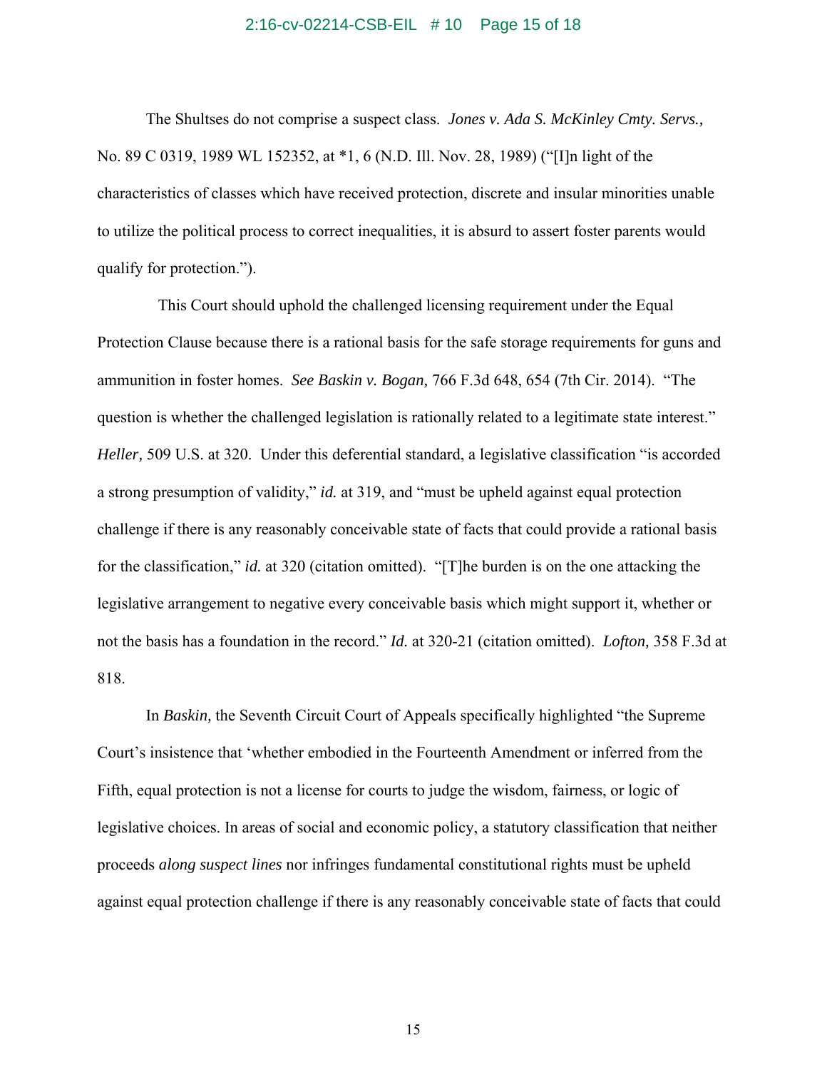The Shultses do not comprise a suspect class. *Jones v. Ada S. McKinley Cmty. Servs.*, No. 89 C 0319, 1989 WL 152352, at *1, 6 (N.D. Ill. Nov. 28, 1989) ("[I]n light of the characteristics of classes which have received protection, discrete and insular minorities unable to utilize the political process to correct inequalities, it is absurd to assert foster parents would qualify for protection.").

This Court should uphold the challenged licensing requirement under the Equal Protection Clause because there is a rational basis for the safe storage requirements for guns and ammunition in foster homes. *See Baskin v. Bogan,* 766 F.3d 648, 654 (7th Cir. 2014). "The question is whether the challenged legislation is rationally related to a legitimate state interest." *Heller,* 509 U.S. at 320. Under this deferential standard, a legislative classification "is accorded a strong presumption of validity," *id.* at 319, and "must be upheld against equal protection challenge if there is any reasonably conceivable state of facts that could provide a rational basis for the classification," *id.* at 320 (citation omitted). "[T]he burden is on the one attacking the legislative arrangement to negative every conceivable basis which might support it, whether or not the basis has a foundation in the record." *Id.* at 320-21 (citation omitted). *Lofton,* 358 F.3d at 818.

In *Baskin,* the Seventh Circuit Court of Appeals specifically highlighted "the Supreme Court's insistence that 'whether embodied in the Fourteenth Amendment or inferred from the Fifth, equal protection is not a license for courts to judge the wisdom, fairness, or logic of legislative choices. In areas of social and economic policy, a statutory classification that neither proceeds *along suspect lines* nor infringes fundamental constitutional rights must be upheld against equal protection challenge if there is any reasonably conceivable state of facts that could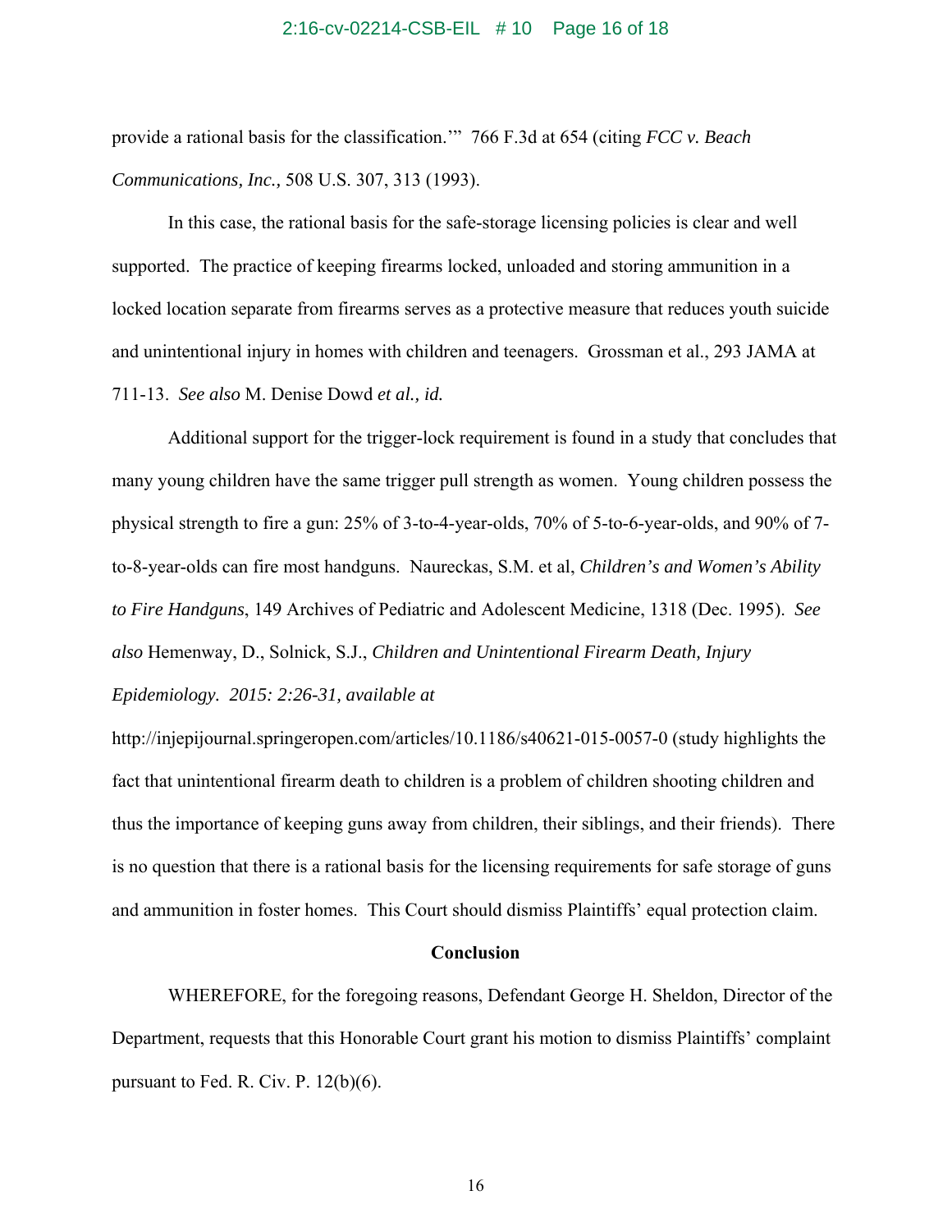provide a rational basis for the classification.'" 766 F.3d at 654 (citing *FCC v. Beach Communications, Inc.,* 508 U.S. 307, 313 (1993).

In this case, the rational basis for the safe-storage licensing policies is clear and well supported. The practice of keeping firearms locked, unloaded and storing ammunition in a locked location separate from firearms serves as a protective measure that reduces youth suicide and unintentional injury in homes with children and teenagers. Grossman et al., 293 JAMA at 711-13. *See also* M. Denise Dowd *et al., id.*

Additional support for the trigger-lock requirement is found in a study that concludes that many young children have the same trigger pull strength as women. Young children possess the physical strength to fire a gun: 25% of 3-to-4-year-olds, 70% of 5-to-6-year-olds, and 90% of 7-to-8-year-olds can fire most handguns. Naureckas, S.M. et al, *Children's and Women's Ability to Fire Handguns*, 149 Archives of Pediatric and Adolescent Medicine, 1318 (Dec. 1995). *See also* Hemenway, D., Solnick, S.J., *Children and Unintentional Firearm Death, Injury Epidemiology. 2015: 2:26-31, available at* http://injepijournal.springeropen.com/articles/10.1186/s40621-015-0057-0 (study highlights the fact that unintentional firearm death to children is a problem of children shooting children and thus the importance of keeping guns away from children, their siblings, and their friends). There is no question that there is a rational basis for the licensing requirements for safe storage of guns and ammunition in foster homes. This Court should dismiss Plaintiffs' equal protection claim.

**Conclusion**

WHEREFORE, for the foregoing reasons, Defendant George H. Sheldon, Director of the Department, requests that this Honorable Court grant his motion to dismiss Plaintiffs' complaint pursuant to Fed. R. Civ. P. 12(b)(6).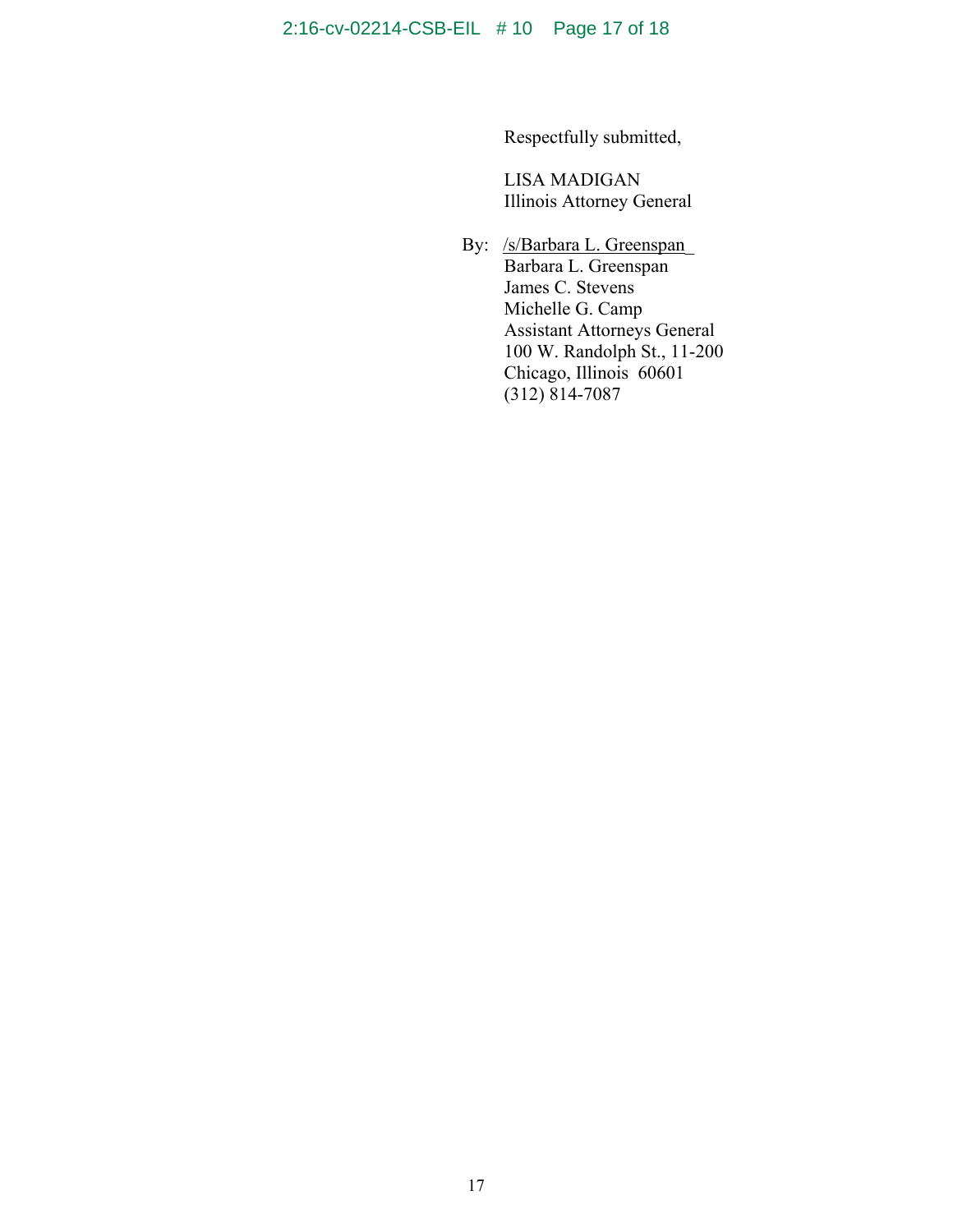Respectfully submitted,

LISA MADIGAN
Illinois Attorney General

By: /s/Barbara L. Greenspan
Barbara L. Greenspan
James C. Stevens
Michelle G. Camp
Assistant Attorneys General
100 W. Randolph St., 11-200
Chicago, Illinois 60601
(312) 814-7087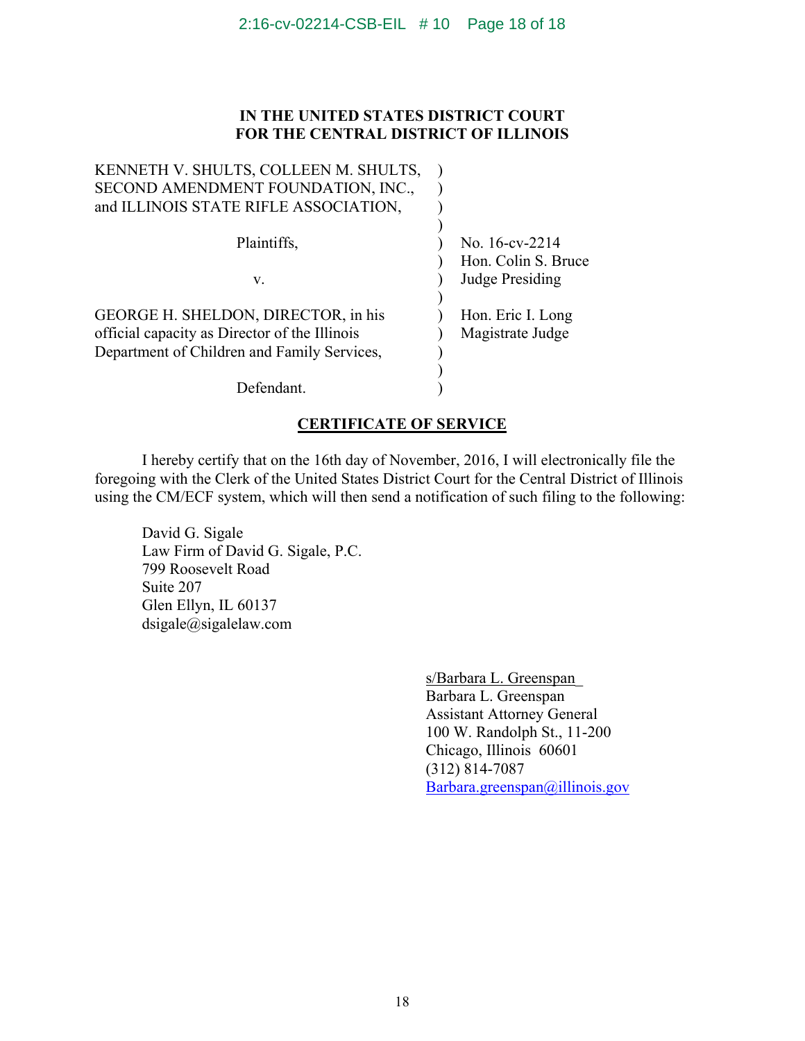**IN THE UNITED STATES DISTRICT COURT**
**FOR THE CENTRAL DISTRICT OF ILLINOIS**

| | | |
|---|---|---|
| KENNETH V. SHULTS, COLLEEN M. SHULTS, SECOND AMENDMENT FOUNDATION, INC., and ILLINOIS STATE RIFLE ASSOCIATION, | ) | |
| Plaintiffs, | ) | No. 16-cv-2214 |
| | ) | Hon. Colin S. Bruce |
| v. | ) | Judge Presiding |
| | ) | |
| GEORGE H. SHELDON, DIRECTOR, in his official capacity as Director of the Illinois Department of Children and Family Services, | ) | Hon. Eric I. Long Magistrate Judge |
| Defendant. | ) | |

**CERTIFICATE OF SERVICE**

I hereby certify that on the 16th day of November, 2016, I will electronically file the foregoing with the Clerk of the United States District Court for the Central District of Illinois using the CM/ECF system, which will then send a notification of such filing to the following:

David G. Sigale
Law Firm of David G. Sigale, P.C.
799 Roosevelt Road
Suite 207
Glen Ellyn, IL 60137
dsigale@sigalelaw.com

s/Barbara L. Greenspan
Barbara L. Greenspan
Assistant Attorney General
100 W. Randolph St., 11-200
Chicago, Illinois 60601
(312) 814-7087
Barbara.greenspan@illinois.gov